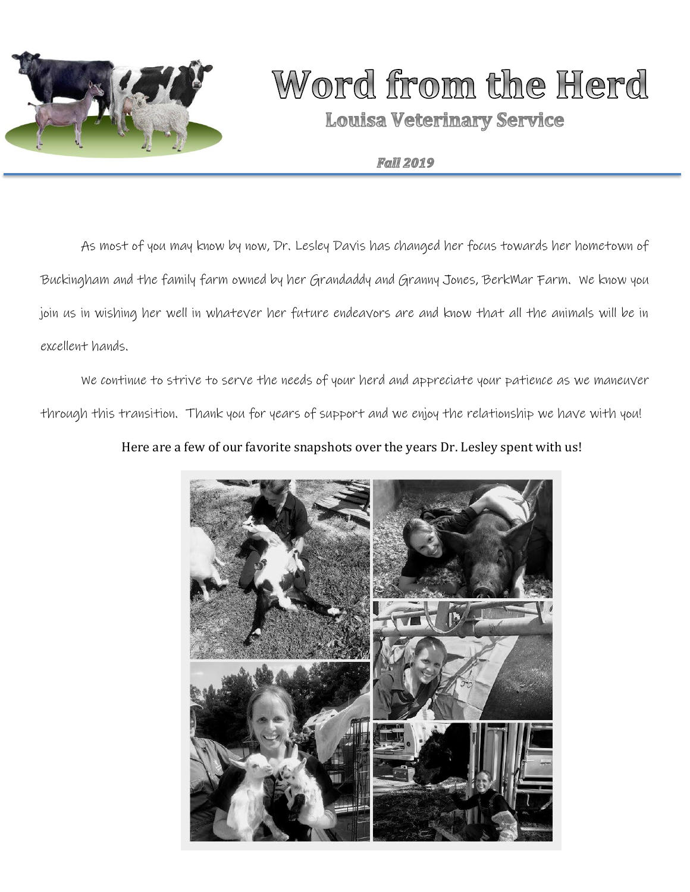# Word from the Herd

## Louisa Veterinary Service

***Fall 2019***

As most of you may know by now, Dr. Lesley Davis has changed her focus towards her hometown of Buckingham and the family farm owned by her Grandaddy and Granny Jones, BerkMar Farm. We know you join us in wishing her well in whatever her future endeavors are and know that all the animals will be in excellent hands.

We continue to strive to serve the needs of your herd and appreciate your patience as we maneuver through this transition. Thank you for years of support and we enjoy the relationship we have with you!

Here are a few of our favorite snapshots over the years Dr. Lesley spent with us!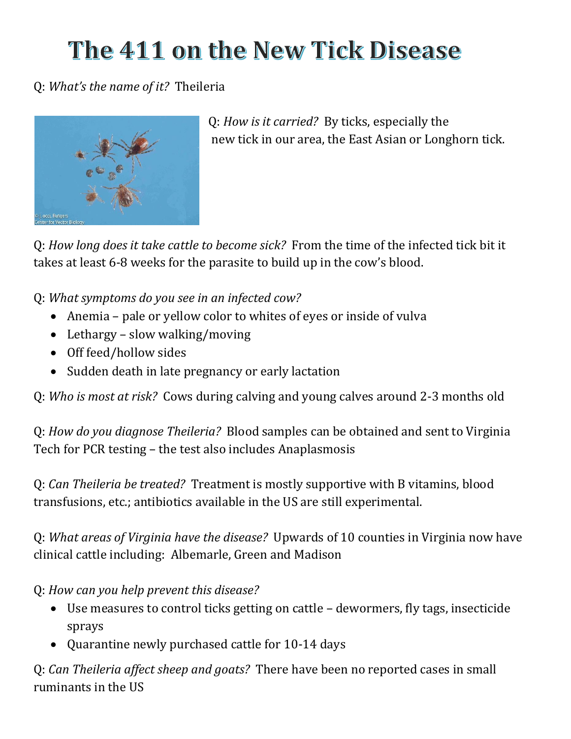# The 411 on the New Tick Disease

Q: *What's the name of it?* Theileria

Q: *How is it carried?* By ticks, especially the new tick in our area, the East Asian or Longhorn tick.

Q: *How long does it take cattle to become sick?* From the time of the infected tick bit it takes at least 6-8 weeks for the parasite to build up in the cow's blood.

Q: *What symptoms do you see in an infected cow?*

- Anemia – pale or yellow color to whites of eyes or inside of vulva
- Lethargy – slow walking/moving
- Off feed/hollow sides
- Sudden death in late pregnancy or early lactation

Q: *Who is most at risk?* Cows during calving and young calves around 2-3 months old

Q: *How do you diagnose Theileria?* Blood samples can be obtained and sent to Virginia Tech for PCR testing – the test also includes Anaplasmosis

Q: *Can Theileria be treated?* Treatment is mostly supportive with B vitamins, blood transfusions, etc.; antibiotics available in the US are still experimental.

Q: *What areas of Virginia have the disease?* Upwards of 10 counties in Virginia now have clinical cattle including: Albemarle, Green and Madison

Q: *How can you help prevent this disease?*

- Use measures to control ticks getting on cattle – dewormers, fly tags, insecticide sprays
- Quarantine newly purchased cattle for 10-14 days

Q: *Can Theileria affect sheep and goats?* There have been no reported cases in small ruminants in the US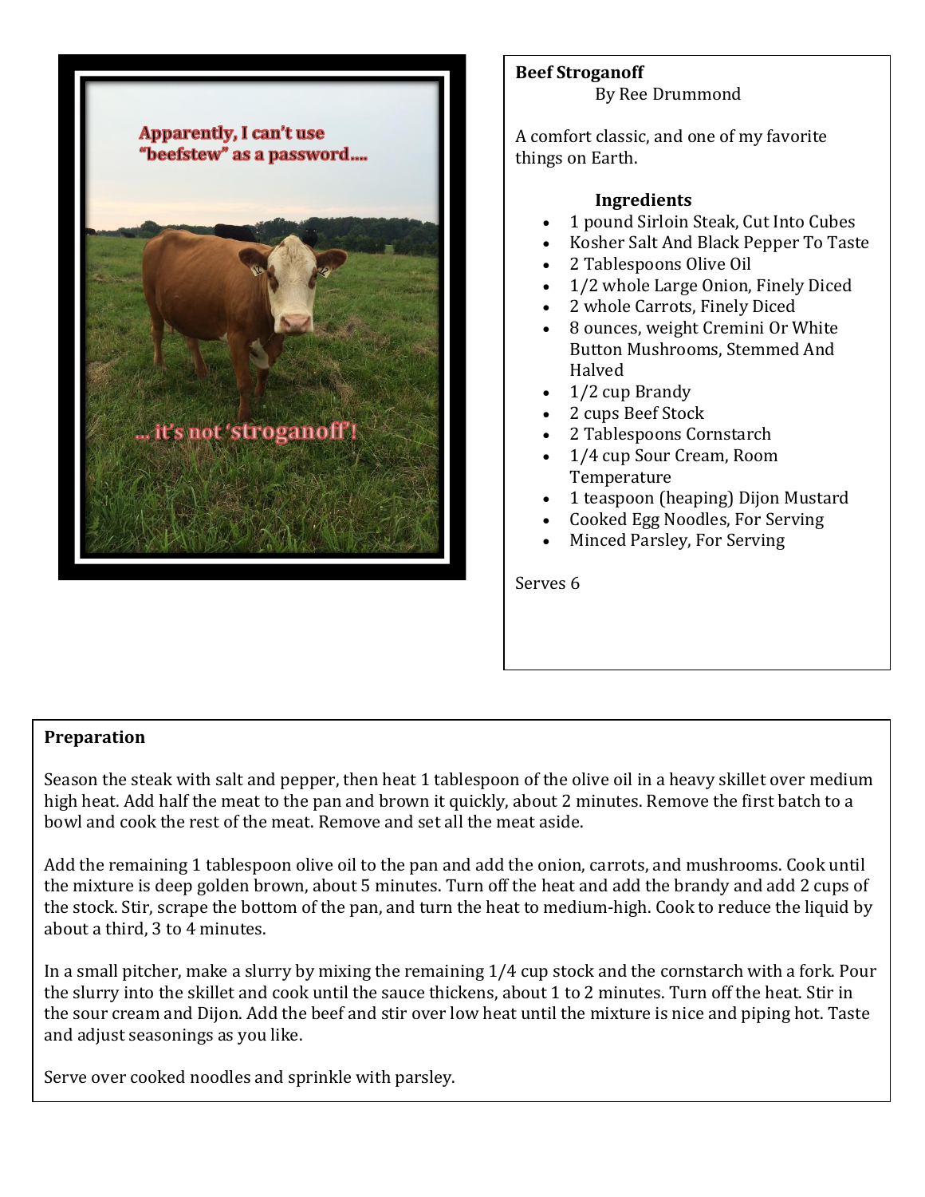**Beef Stroganoff**

By Ree Drummond

A comfort classic, and one of my favorite things on Earth.

**Ingredients**

- 1 pound Sirloin Steak, Cut Into Cubes
- Kosher Salt And Black Pepper To Taste
- 2 Tablespoons Olive Oil
- 1/2 whole Large Onion, Finely Diced
- 2 whole Carrots, Finely Diced
- 8 ounces, weight Cremini Or White Button Mushrooms, Stemmed And Halved
- 1/2 cup Brandy
- 2 cups Beef Stock
- 2 Tablespoons Cornstarch
- 1/4 cup Sour Cream, Room Temperature
- 1 teaspoon (heaping) Dijon Mustard
- Cooked Egg Noodles, For Serving
- Minced Parsley, For Serving

Serves 6

**Preparation**

Season the steak with salt and pepper, then heat 1 tablespoon of the olive oil in a heavy skillet over medium high heat. Add half the meat to the pan and brown it quickly, about 2 minutes. Remove the first batch to a bowl and cook the rest of the meat. Remove and set all the meat aside.

Add the remaining 1 tablespoon olive oil to the pan and add the onion, carrots, and mushrooms. Cook until the mixture is deep golden brown, about 5 minutes. Turn off the heat and add the brandy and add 2 cups of the stock. Stir, scrape the bottom of the pan, and turn the heat to medium-high. Cook to reduce the liquid by about a third, 3 to 4 minutes.

In a small pitcher, make a slurry by mixing the remaining 1/4 cup stock and the cornstarch with a fork. Pour the slurry into the skillet and cook until the sauce thickens, about 1 to 2 minutes. Turn off the heat. Stir in the sour cream and Dijon. Add the beef and stir over low heat until the mixture is nice and piping hot. Taste and adjust seasonings as you like.

Serve over cooked noodles and sprinkle with parsley.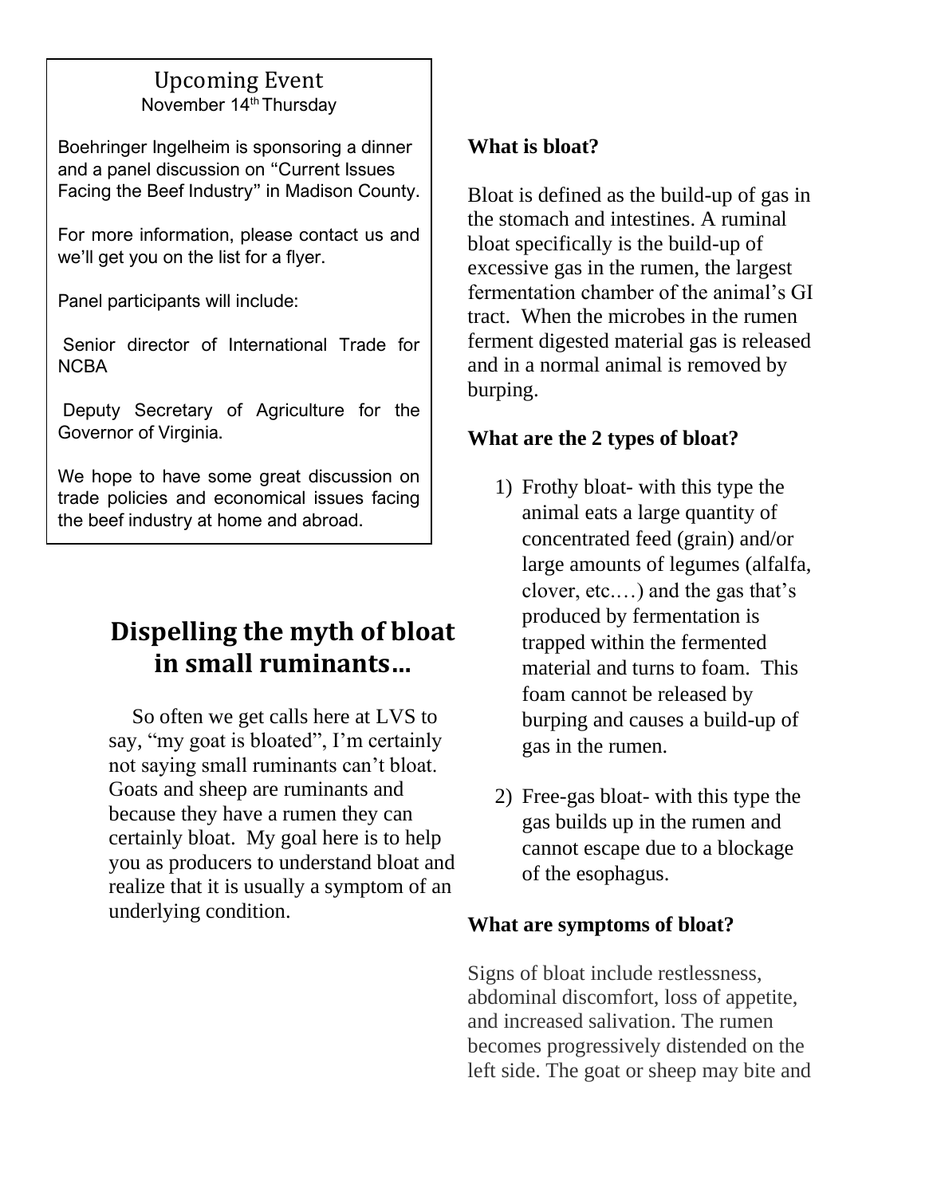## Upcoming Event

November 14th Thursday

Boehringer Ingelheim is sponsoring a dinner and a panel discussion on "Current Issues Facing the Beef Industry" in Madison County.

For more information, please contact us and we'll get you on the list for a flyer.

Panel participants will include:

Senior director of International Trade for NCBA

Deputy Secretary of Agriculture for the Governor of Virginia.

We hope to have some great discussion on trade policies and economical issues facing the beef industry at home and abroad.

# Dispelling the myth of bloat in small ruminants…

So often we get calls here at LVS to say, "my goat is bloated", I'm certainly not saying small ruminants can't bloat. Goats and sheep are ruminants and because they have a rumen they can certainly bloat. My goal here is to help you as producers to understand bloat and realize that it is usually a symptom of an underlying condition.

**What is bloat?**

Bloat is defined as the build-up of gas in the stomach and intestines. A ruminal bloat specifically is the build-up of excessive gas in the rumen, the largest fermentation chamber of the animal's GI tract. When the microbes in the rumen ferment digested material gas is released and in a normal animal is removed by burping.

**What are the 2 types of bloat?**

1) Frothy bloat- with this type the animal eats a large quantity of concentrated feed (grain) and/or large amounts of legumes (alfalfa, clover, etc.…) and the gas that's produced by fermentation is trapped within the fermented material and turns to foam. This foam cannot be released by burping and causes a build-up of gas in the rumen.

2) Free-gas bloat- with this type the gas builds up in the rumen and cannot escape due to a blockage of the esophagus.

**What are symptoms of bloat?**

Signs of bloat include restlessness, abdominal discomfort, loss of appetite, and increased salivation. The rumen becomes progressively distended on the left side. The goat or sheep may bite and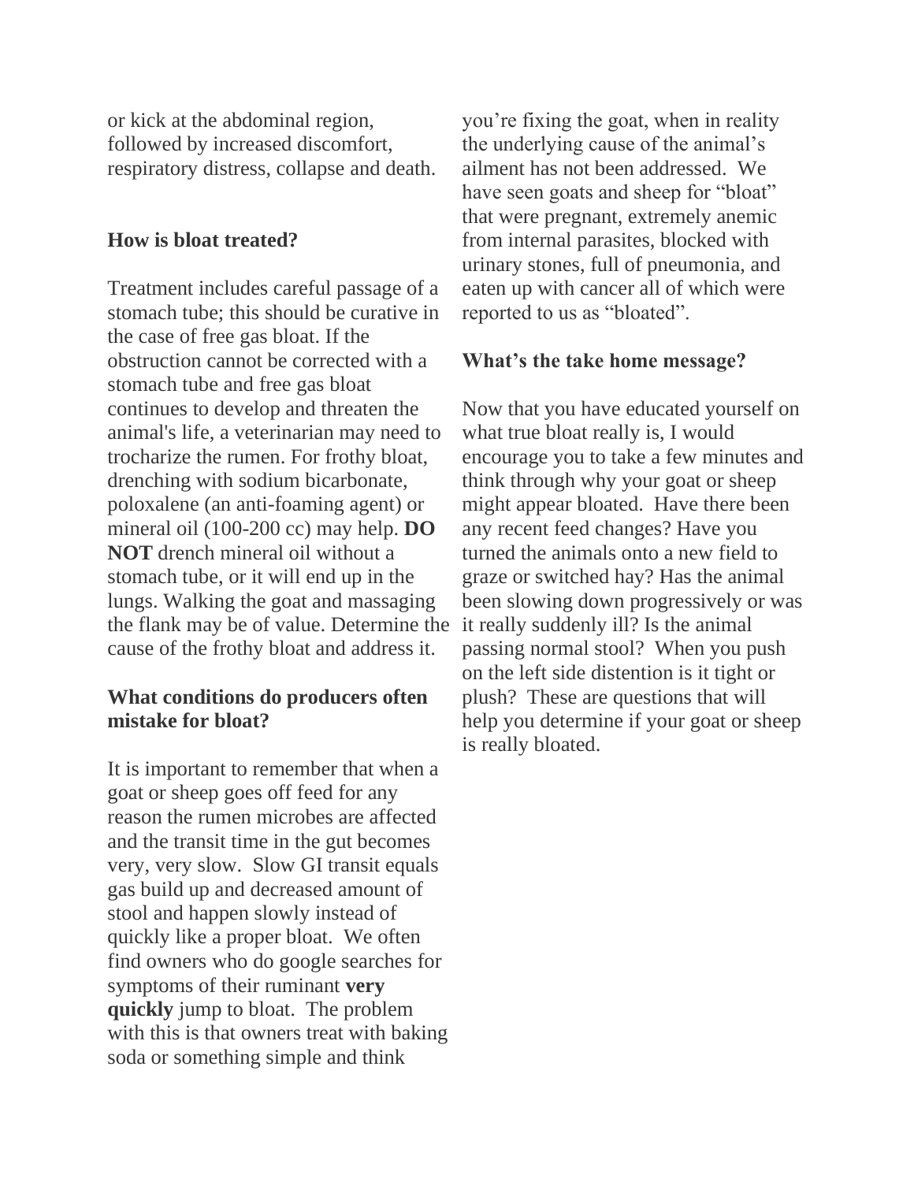or kick at the abdominal region, followed by increased discomfort, respiratory distress, collapse and death.

**How is bloat treated?**

Treatment includes careful passage of a stomach tube; this should be curative in the case of free gas bloat. If the obstruction cannot be corrected with a stomach tube and free gas bloat continues to develop and threaten the animal's life, a veterinarian may need to trocharize the rumen. For frothy bloat, drenching with sodium bicarbonate, poloxalene (an anti-foaming agent) or mineral oil (100-200 cc) may help. **DO NOT** drench mineral oil without a stomach tube, or it will end up in the lungs. Walking the goat and massaging the flank may be of value. Determine the cause of the frothy bloat and address it.

**What conditions do producers often mistake for bloat?**

It is important to remember that when a goat or sheep goes off feed for any reason the rumen microbes are affected and the transit time in the gut becomes very, very slow. Slow GI transit equals gas build up and decreased amount of stool and happen slowly instead of quickly like a proper bloat. We often find owners who do google searches for symptoms of their ruminant **very quickly** jump to bloat. The problem with this is that owners treat with baking soda or something simple and think you're fixing the goat, when in reality the underlying cause of the animal's ailment has not been addressed. We have seen goats and sheep for "bloat" that were pregnant, extremely anemic from internal parasites, blocked with urinary stones, full of pneumonia, and eaten up with cancer all of which were reported to us as "bloated".

**What's the take home message?**

Now that you have educated yourself on what true bloat really is, I would encourage you to take a few minutes and think through why your goat or sheep might appear bloated. Have there been any recent feed changes? Have you turned the animals onto a new field to graze or switched hay? Has the animal been slowing down progressively or was it really suddenly ill? Is the animal passing normal stool? When you push on the left side distention is it tight or plush? These are questions that will help you determine if your goat or sheep is really bloated.